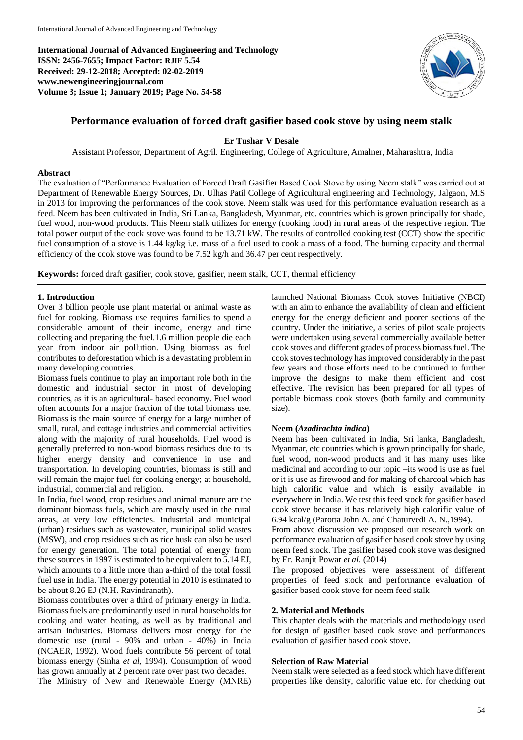**International Journal of Advanced Engineering and Technology**
**ISSN: 2456-7655; Impact Factor: RJIF 5.54**
**Received: 29-12-2018; Accepted: 02-02-2019**
**www.newengineeringjournal.com**
**Volume 3; Issue 1; January 2019; Page No. 54-58**

# Performance evaluation of forced draft gasifier based cook stove by using neem stalk

**Er Tushar V Desale**

Assistant Professor, Department of Agril. Engineering, College of Agriculture, Amalner, Maharashtra, India

## Abstract

The evaluation of "Performance Evaluation of Forced Draft Gasifier Based Cook Stove by using Neem stalk" was carried out at Department of Renewable Energy Sources, Dr. Ulhas Patil College of Agricultural engineering and Technology, Jalgaon, M.S in 2013 for improving the performances of the cook stove. Neem stalk was used for this performance evaluation research as a feed. Neem has been cultivated in India, Sri Lanka, Bangladesh, Myanmar, etc. countries which is grown principally for shade, fuel wood, non-wood products. This Neem stalk utilizes for energy (cooking food) in rural areas of the respective region. The total power output of the cook stove was found to be 13.71 kW. The results of controlled cooking test (CCT) show the specific fuel consumption of a stove is 1.44 kg/kg i.e. mass of a fuel used to cook a mass of a food. The burning capacity and thermal efficiency of the cook stove was found to be 7.52 kg/h and 36.47 per cent respectively.

**Keywords:** forced draft gasifier, cook stove, gasifier, neem stalk, CCT, thermal efficiency

## 1. Introduction

Over 3 billion people use plant material or animal waste as fuel for cooking. Biomass use requires families to spend a considerable amount of their income, energy and time collecting and preparing the fuel.1.6 million people die each year from indoor air pollution. Using biomass as fuel contributes to deforestation which is a devastating problem in many developing countries.

Biomass fuels continue to play an important role both in the domestic and industrial sector in most of developing countries, as it is an agricultural- based economy. Fuel wood often accounts for a major fraction of the total biomass use. Biomass is the main source of energy for a large number of small, rural, and cottage industries and commercial activities along with the majority of rural households. Fuel wood is generally preferred to non-wood biomass residues due to its higher energy density and convenience in use and transportation. In developing countries, biomass is still and will remain the major fuel for cooking energy; at household, industrial, commercial and religion.

In India, fuel wood, crop residues and animal manure are the dominant biomass fuels, which are mostly used in the rural areas, at very low efficiencies. Industrial and municipal (urban) residues such as wastewater, municipal solid wastes (MSW), and crop residues such as rice husk can also be used for energy generation. The total potential of energy from these sources in 1997 is estimated to be equivalent to 5.14 EJ, which amounts to a little more than a-third of the total fossil fuel use in India. The energy potential in 2010 is estimated to be about 8.26 EJ (N.H. Ravindranath).

Biomass contributes over a third of primary energy in India. Biomass fuels are predominantly used in rural households for cooking and water heating, as well as by traditional and artisan industries. Biomass delivers most energy for the domestic use (rural - 90% and urban - 40%) in India (NCAER, 1992). Wood fuels contribute 56 percent of total biomass energy (Sinha *et al*, 1994). Consumption of wood has grown annually at 2 percent rate over past two decades.

The Ministry of New and Renewable Energy (MNRE) launched National Biomass Cook stoves Initiative (NBCI) with an aim to enhance the availability of clean and efficient energy for the energy deficient and poorer sections of the country. Under the initiative, a series of pilot scale projects were undertaken using several commercially available better cook stoves and different grades of process biomass fuel. The cook stoves technology has improved considerably in the past few years and those efforts need to be continued to further improve the designs to make them efficient and cost effective. The revision has been prepared for all types of portable biomass cook stoves (both family and community size).

### Neem (*Azadirachta indica*)

Neem has been cultivated in India, Sri lanka, Bangladesh, Myanmar, etc countries which is grown principally for shade, fuel wood, non-wood products and it has many uses like medicinal and according to our topic –its wood is use as fuel or it is use as firewood and for making of charcoal which has high calorific value and which is easily available in everywhere in India. We test this feed stock for gasifier based cook stove because it has relatively high calorific value of 6.94 kcal/g (Parotta John A. and Chaturvedi A. N.,1994).

From above discussion we proposed our research work on performance evaluation of gasifier based cook stove by using neem feed stock. The gasifier based cook stove was designed by Er. Ranjit Powar *et al.* (2014)

The proposed objectives were assessment of different properties of feed stock and performance evaluation of gasifier based cook stove for neem feed stalk

## 2. Material and Methods

This chapter deals with the materials and methodology used for design of gasifier based cook stove and performances evaluation of gasifier based cook stove.

### Selection of Raw Material

Neem stalk were selected as a feed stock which have different properties like density, calorific value etc. for checking out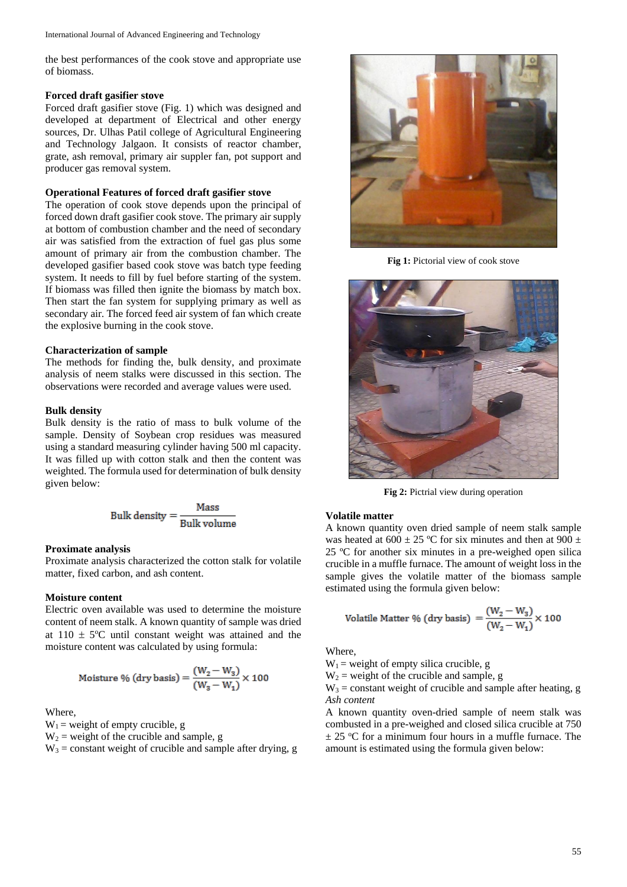the best performances of the cook stove and appropriate use of biomass.

### Forced draft gasifier stove

Forced draft gasifier stove (Fig. 1) which was designed and developed at department of Electrical and other energy sources, Dr. Ulhas Patil college of Agricultural Engineering and Technology Jalgaon. It consists of reactor chamber, grate, ash removal, primary air suppler fan, pot support and producer gas removal system.

### Operational Features of forced draft gasifier stove

The operation of cook stove depends upon the principal of forced down draft gasifier cook stove. The primary air supply at bottom of combustion chamber and the need of secondary air was satisfied from the extraction of fuel gas plus some amount of primary air from the combustion chamber. The developed gasifier based cook stove was batch type feeding system. It needs to fill by fuel before starting of the system. If biomass was filled then ignite the biomass by match box. Then start the fan system for supplying primary as well as secondary air. The forced feed air system of fan which create the explosive burning in the cook stove.

**Fig 1:** Pictorial view of cook stove

**Fig 2:** Pictrial view during operation

### Characterization of sample

The methods for finding the, bulk density, and proximate analysis of neem stalks were discussed in this section. The observations were recorded and average values were used.

### Bulk density

Bulk density is the ratio of mass to bulk volume of the sample. Density of Soybean crop residues was measured using a standard measuring cylinder having 500 ml capacity. It was filled up with cotton stalk and then the content was weighted. The formula used for determination of bulk density given below:

$$\text{Bulk density} = \frac{\text{Mass}}{\text{Bulk volume}}$$

### Proximate analysis

Proximate analysis characterized the cotton stalk for volatile matter, fixed carbon, and ash content.

### Moisture content

Electric oven available was used to determine the moisture content of neem stalk. A known quantity of sample was dried at 110 ± 5ºC until constant weight was attained and the moisture content was calculated by using formula:

$$\text{Moisture \% (dry basis)} = \frac{(W_2 - W_3)}{(W_3 - W_1)} \times 100$$

Where,

$W_1$ = weight of empty crucible, g

$W_2$ = weight of the crucible and sample, g

$W_3$ = constant weight of crucible and sample after drying, g

### Volatile matter

A known quantity oven dried sample of neem stalk sample was heated at 600 ± 25 ºC for six minutes and then at 900 ± 25 ºC for another six minutes in a pre-weighed open silica crucible in a muffle furnace. The amount of weight loss in the sample gives the volatile matter of the biomass sample estimated using the formula given below:

$$\text{Volatile Matter \% (dry basis)} = \frac{(W_2 - W_3)}{(W_2 - W_1)} \times 100$$

Where,

$W_1$ = weight of empty silica crucible, g

$W_2$ = weight of the crucible and sample, g

$W_3$ = constant weight of crucible and sample after heating, g

*Ash content*

A known quantity oven-dried sample of neem stalk was combusted in a pre-weighed and closed silica crucible at 750 ± 25 ºC for a minimum four hours in a muffle furnace. The amount is estimated using the formula given below: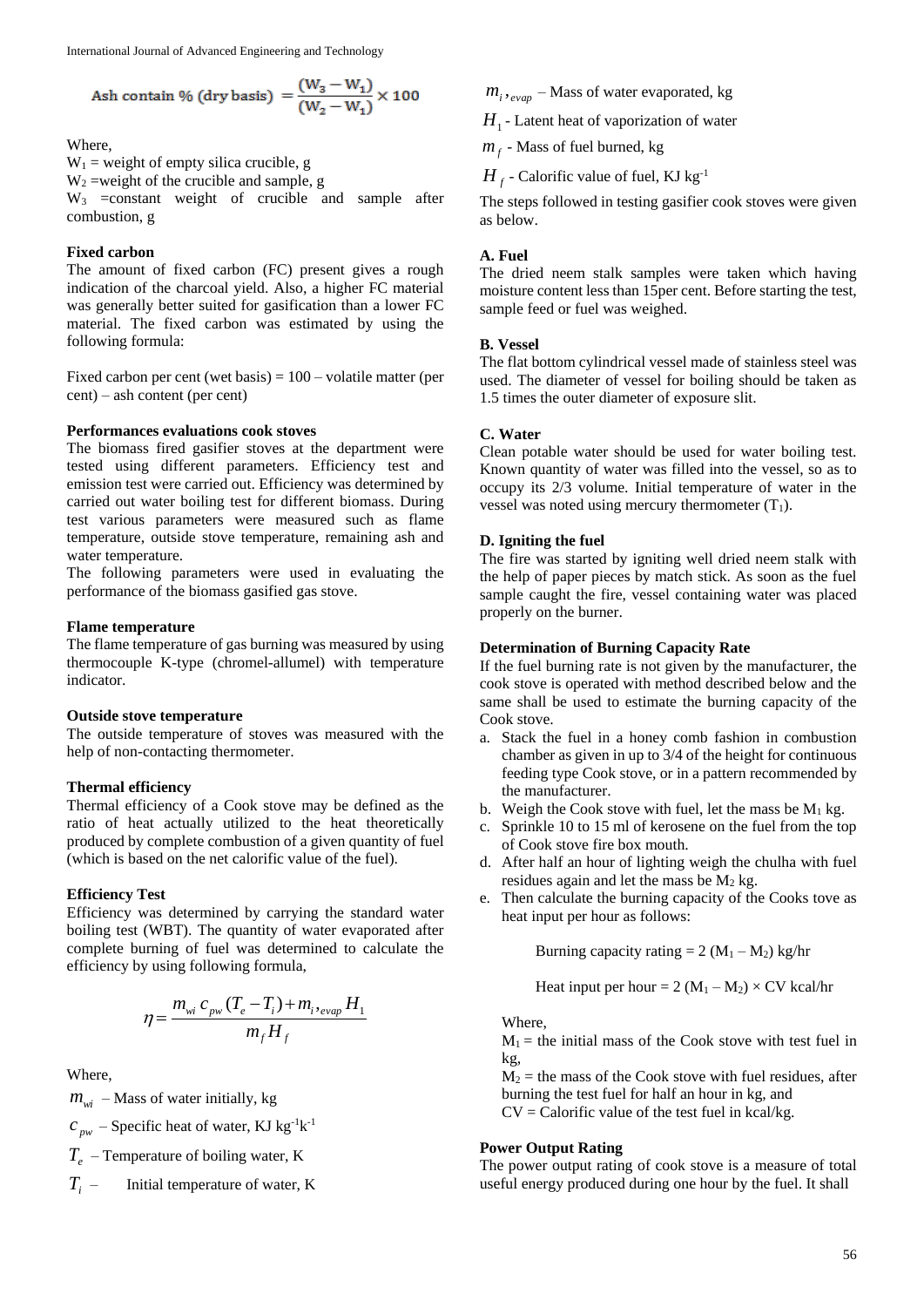$$\text{Ash contain \% (dry basis)} = \frac{(W_3 - W_1)}{(W_2 - W_1)} \times 100$$

Where,

$W_1$ = weight of empty silica crucible, g

$W_2$ =weight of the crucible and sample, g

$W_3$ =constant weight of crucible and sample after combustion, g

**Fixed carbon**

The amount of fixed carbon (FC) present gives a rough indication of the charcoal yield. Also, a higher FC material was generally better suited for gasification than a lower FC material. The fixed carbon was estimated by using the following formula:

Fixed carbon per cent (wet basis) = 100 – volatile matter (per cent) – ash content (per cent)

**Performances evaluations cook stoves**

The biomass fired gasifier stoves at the department were tested using different parameters. Efficiency test and emission test were carried out. Efficiency was determined by carried out water boiling test for different biomass. During test various parameters were measured such as flame temperature, outside stove temperature, remaining ash and water temperature.

The following parameters were used in evaluating the performance of the biomass gasified gas stove.

**Flame temperature**

The flame temperature of gas burning was measured by using thermocouple K-type (chromel-allumel) with temperature indicator.

**Outside stove temperature**

The outside temperature of stoves was measured with the help of non-contacting thermometer.

**Thermal efficiency**

Thermal efficiency of a Cook stove may be defined as the ratio of heat actually utilized to the heat theoretically produced by complete combustion of a given quantity of fuel (which is based on the net calorific value of the fuel).

**Efficiency Test**

Efficiency was determined by carrying the standard water boiling test (WBT). The quantity of water evaporated after complete burning of fuel was determined to calculate the efficiency by using following formula,

$$\eta = \frac{m_{wi}\, c_{pw}\,(T_e - T_i) + m_{i,evap} H_1}{m_f H_f}$$

Where,

$m_{wi}$ – Mass of water initially, kg

$c_{pw}$ – Specific heat of water, KJ kg$^{-1}$k$^{-1}$

$T_e$ – Temperature of boiling water, K

$T_i$ – Initial temperature of water, K

$m_{i,evap}$ – Mass of water evaporated, kg

$H_1$ - Latent heat of vaporization of water

$m_f$ - Mass of fuel burned, kg

$H_f$ - Calorific value of fuel, KJ kg$^{-1}$

The steps followed in testing gasifier cook stoves were given as below.

**A. Fuel**

The dried neem stalk samples were taken which having moisture content less than 15per cent. Before starting the test, sample feed or fuel was weighed.

**B. Vessel**

The flat bottom cylindrical vessel made of stainless steel was used. The diameter of vessel for boiling should be taken as 1.5 times the outer diameter of exposure slit.

**C. Water**

Clean potable water should be used for water boiling test. Known quantity of water was filled into the vessel, so as to occupy its 2/3 volume. Initial temperature of water in the vessel was noted using mercury thermometer ($T_1$).

**D. Igniting the fuel**

The fire was started by igniting well dried neem stalk with the help of paper pieces by match stick. As soon as the fuel sample caught the fire, vessel containing water was placed properly on the burner.

**Determination of Burning Capacity Rate**

If the fuel burning rate is not given by the manufacturer, the cook stove is operated with method described below and the same shall be used to estimate the burning capacity of the Cook stove.

a. Stack the fuel in a honey comb fashion in combustion chamber as given in up to 3/4 of the height for continuous feeding type Cook stove, or in a pattern recommended by the manufacturer.
b. Weigh the Cook stove with fuel, let the mass be $M_1$ kg.
c. Sprinkle 10 to 15 ml of kerosene on the fuel from the top of Cook stove fire box mouth.
d. After half an hour of lighting weigh the chulha with fuel residues again and let the mass be $M_2$ kg.
e. Then calculate the burning capacity of the Cooks tove as heat input per hour as follows:

Burning capacity rating = 2 ($M_1 – M_2$) kg/hr

Heat input per hour = 2 ($M_1 – M_2$) × CV kcal/hr

Where,

$M_1$ = the initial mass of the Cook stove with test fuel in kg,

$M_2$ = the mass of the Cook stove with fuel residues, after burning the test fuel for half an hour in kg, and

CV = Calorific value of the test fuel in kcal/kg.

**Power Output Rating**

The power output rating of cook stove is a measure of total useful energy produced during one hour by the fuel. It shall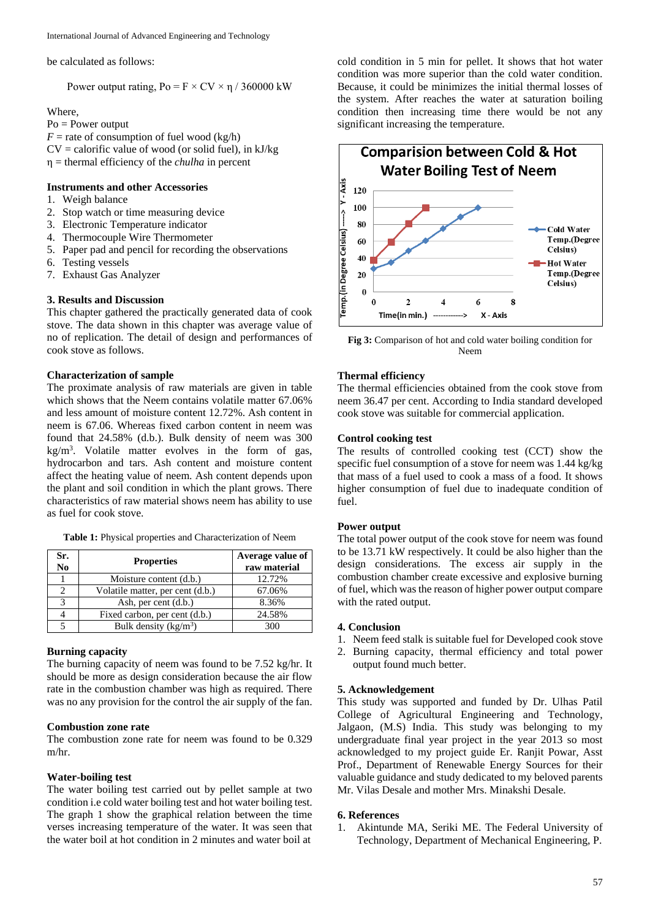be calculated as follows:

$$\text{Power output rating, } P_o = F \times CV \times \eta / 360000 \text{ kW}$$

Where,
Po = Power output
$F$ = rate of consumption of fuel wood (kg/h)
CV = calorific value of wood (or solid fuel), in kJ/kg
$\eta$ = thermal efficiency of the *chulha* in percent

**Instruments and other Accessories**

1. Weigh balance
2. Stop watch or time measuring device
3. Electronic Temperature indicator
4. Thermocouple Wire Thermometer
5. Paper pad and pencil for recording the observations
6. Testing vessels
7. Exhaust Gas Analyzer

## 3. Results and Discussion

This chapter gathered the practically generated data of cook stove. The data shown in this chapter was average value of no of replication. The detail of design and performances of cook stove as follows.

### Characterization of sample

The proximate analysis of raw materials are given in table which shows that the Neem contains volatile matter 67.06% and less amount of moisture content 12.72%. Ash content in neem is 67.06. Whereas fixed carbon content in neem was found that 24.58% (d.b.). Bulk density of neem was 300 kg/m$^3$. Volatile matter evolves in the form of gas, hydrocarbon and tars. Ash content and moisture content affect the heating value of neem. Ash content depends upon the plant and soil condition in which the plant grows. There characteristics of raw material shows neem has ability to use as fuel for cook stove.

**Table 1:** Physical properties and Characterization of Neem

| Sr. No | Properties | Average value of raw material |
|---|---|---|
| 1 | Moisture content (d.b.) | 12.72% |
| 2 | Volatile matter, per cent (d.b.) | 67.06% |
| 3 | Ash, per cent (d.b.) | 8.36% |
| 4 | Fixed carbon, per cent (d.b.) | 24.58% |
| 5 | Bulk density (kg/m$^3$) | 300 |

### Burning capacity

The burning capacity of neem was found to be 7.52 kg/hr. It should be more as design consideration because the air flow rate in the combustion chamber was high as required. There was no any provision for the control the air supply of the fan.

### Combustion zone rate

The combustion zone rate for neem was found to be 0.329 m/hr.

### Water-boiling test

The water boiling test carried out by pellet sample at two condition i.e cold water boiling test and hot water boiling test. The graph 1 show the graphical relation between the time verses increasing temperature of the water. It was seen that the water boil at hot condition in 2 minutes and water boil at cold condition in 5 min for pellet. It shows that hot water condition was more superior than the cold water condition. Because, it could be minimizes the initial thermal losses of the system. After reaches the water at saturation boiling condition then increasing time there would be not any significant increasing the temperature.

**Fig 3:** Comparison of hot and cold water boiling condition for Neem

### Thermal efficiency

The thermal efficiencies obtained from the cook stove from neem 36.47 per cent. According to India standard developed cook stove was suitable for commercial application.

### Control cooking test

The results of controlled cooking test (CCT) show the specific fuel consumption of a stove for neem was 1.44 kg/kg that mass of a fuel used to cook a mass of a food. It shows higher consumption of fuel due to inadequate condition of fuel.

### Power output

The total power output of the cook stove for neem was found to be 13.71 kW respectively. It could be also higher than the design considerations. The excess air supply in the combustion chamber create excessive and explosive burning of fuel, which was the reason of higher power output compare with the rated output.

## 4. Conclusion

1. Neem feed stalk is suitable fuel for Developed cook stove
2. Burning capacity, thermal efficiency and total power output found much better.

## 5. Acknowledgement

This study was supported and funded by Dr. Ulhas Patil College of Agricultural Engineering and Technology, Jalgaon, (M.S) India. This study was belonging to my undergraduate final year project in the year 2013 so most acknowledged to my project guide Er. Ranjit Powar, Asst Prof., Department of Renewable Energy Sources for their valuable guidance and study dedicated to my beloved parents Mr. Vilas Desale and mother Mrs. Minakshi Desale.

## 6. References

1. Akintunde MA, Seriki ME. The Federal University of Technology, Department of Mechanical Engineering, P.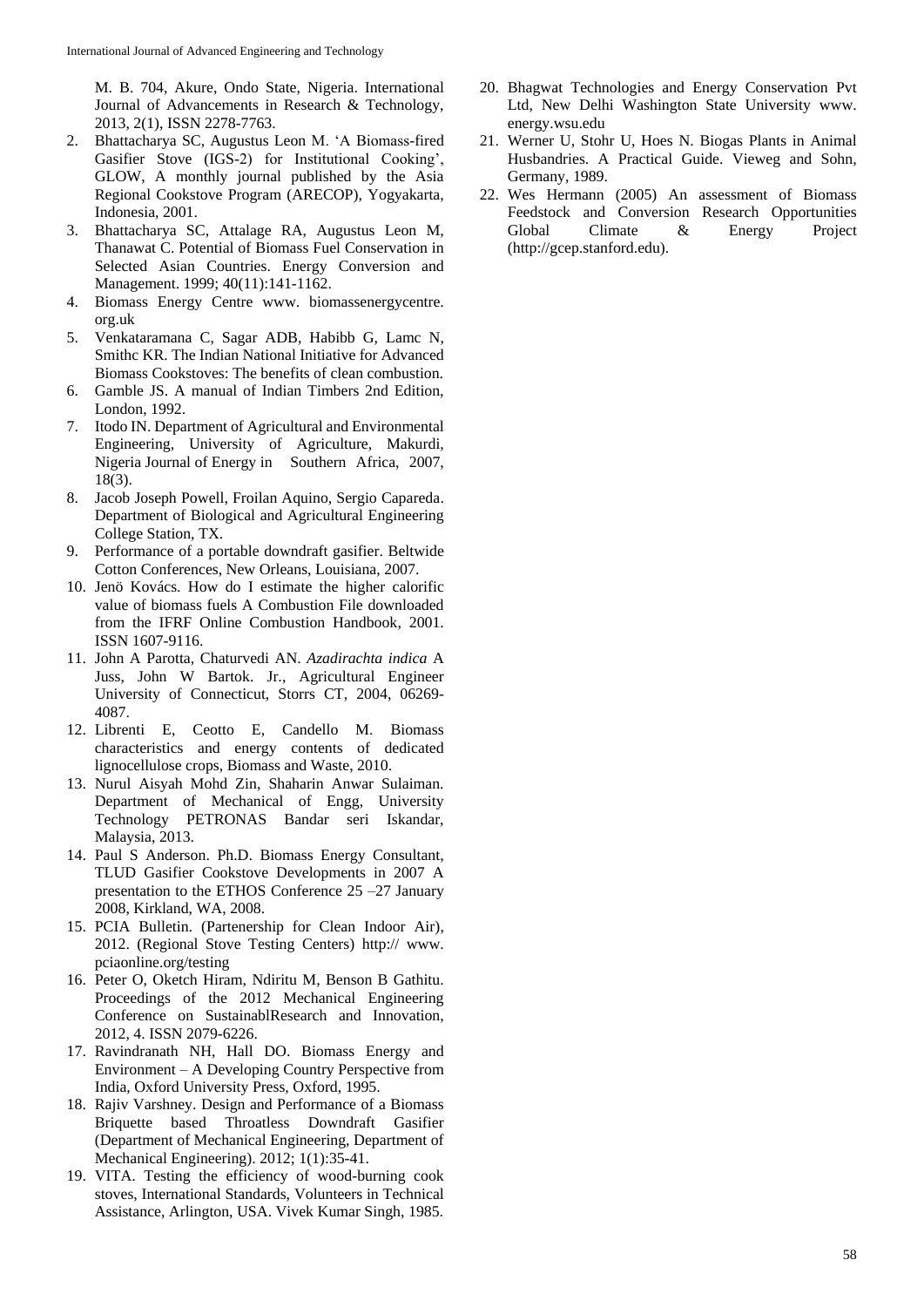M. B. 704, Akure, Ondo State, Nigeria. International Journal of Advancements in Research & Technology, 2013, 2(1), ISSN 2278-7763.

2. Bhattacharya SC, Augustus Leon M. 'A Biomass-fired Gasifier Stove (IGS-2) for Institutional Cooking', GLOW, A monthly journal published by the Asia Regional Cookstove Program (ARECOP), Yogyakarta, Indonesia, 2001.
3. Bhattacharya SC, Attalage RA, Augustus Leon M, Thanawat C. Potential of Biomass Fuel Conservation in Selected Asian Countries. Energy Conversion and Management. 1999; 40(11):141-1162.
4. Biomass Energy Centre www. biomassenergycentre. org.uk
5. Venkataramana C, Sagar ADB, Habibb G, Lamc N, Smithc KR. The Indian National Initiative for Advanced Biomass Cookstoves: The benefits of clean combustion.
6. Gamble JS. A manual of Indian Timbers 2nd Edition, London, 1992.
7. Itodo IN. Department of Agricultural and Environmental Engineering, University of Agriculture, Makurdi, Nigeria Journal of Energy in Southern Africa, 2007, 18(3).
8. Jacob Joseph Powell, Froilan Aquino, Sergio Capareda. Department of Biological and Agricultural Engineering College Station, TX.
9. Performance of a portable downdraft gasifier. Beltwide Cotton Conferences, New Orleans, Louisiana, 2007.
10. Jenö Kovács. How do I estimate the higher calorific value of biomass fuels A Combustion File downloaded from the IFRF Online Combustion Handbook, 2001. ISSN 1607-9116.
11. John A Parotta, Chaturvedi AN. *Azadirachta indica* A Juss, John W Bartok. Jr., Agricultural Engineer University of Connecticut, Storrs CT, 2004, 06269-4087.
12. Librenti E, Ceotto E, Candello M. Biomass characteristics and energy contents of dedicated lignocellulose crops, Biomass and Waste, 2010.
13. Nurul Aisyah Mohd Zin, Shaharin Anwar Sulaiman. Department of Mechanical of Engg, University Technology PETRONAS Bandar seri Iskandar, Malaysia, 2013.
14. Paul S Anderson. Ph.D. Biomass Energy Consultant, TLUD Gasifier Cookstove Developments in 2007 A presentation to the ETHOS Conference 25 –27 January 2008, Kirkland, WA, 2008.
15. PCIA Bulletin. (Partenership for Clean Indoor Air), 2012. (Regional Stove Testing Centers) http:// www. pciaonline.org/testing
16. Peter O, Oketch Hiram, Ndiritu M, Benson B Gathitu. Proceedings of the 2012 Mechanical Engineering Conference on SustainablResearch and Innovation, 2012, 4. ISSN 2079-6226.
17. Ravindranath NH, Hall DO. Biomass Energy and Environment – A Developing Country Perspective from India, Oxford University Press, Oxford, 1995.
18. Rajiv Varshney. Design and Performance of a Biomass Briquette based Throatless Downdraft Gasifier (Department of Mechanical Engineering, Department of Mechanical Engineering). 2012; 1(1):35-41.
19. VITA. Testing the efficiency of wood-burning cook stoves, International Standards, Volunteers in Technical Assistance, Arlington, USA. Vivek Kumar Singh, 1985.
20. Bhagwat Technologies and Energy Conservation Pvt Ltd, New Delhi Washington State University www. energy.wsu.edu
21. Werner U, Stohr U, Hoes N. Biogas Plants in Animal Husbandries. A Practical Guide. Vieweg and Sohn, Germany, 1989.
22. Wes Hermann (2005) An assessment of Biomass Feedstock and Conversion Research Opportunities Global Climate & Energy Project (http://gcep.stanford.edu).